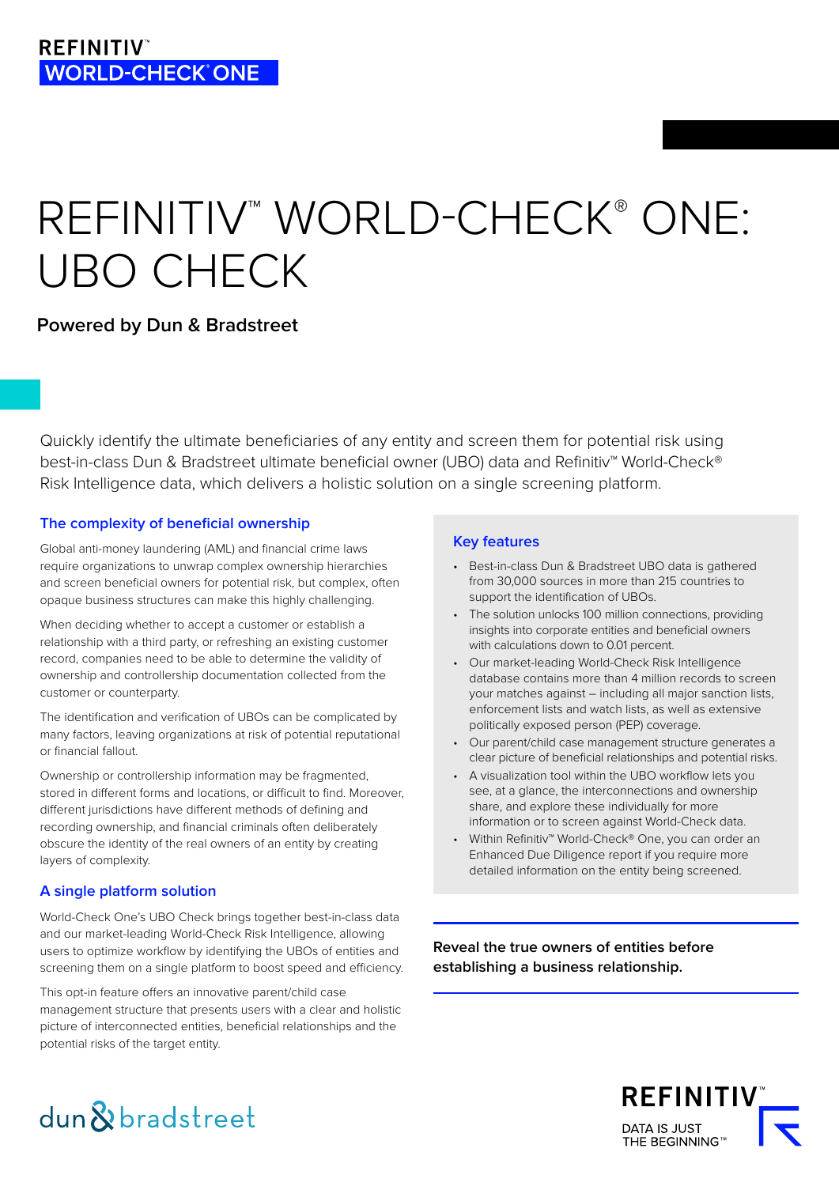REFINITIV™
WORLD-CHECK® ONE

# REFINITIV™ WORLD-CHECK® ONE: UBO CHECK

**Powered by Dun & Bradstreet**

Quickly identify the ultimate beneficiaries of any entity and screen them for potential risk using best-in-class Dun & Bradstreet ultimate beneficial owner (UBO) data and Refinitiv™ World-Check® Risk Intelligence data, which delivers a holistic solution on a single screening platform.

## The complexity of beneficial ownership

Global anti-money laundering (AML) and financial crime laws require organizations to unwrap complex ownership hierarchies and screen beneficial owners for potential risk, but complex, often opaque business structures can make this highly challenging.

When deciding whether to accept a customer or establish a relationship with a third party, or refreshing an existing customer record, companies need to be able to determine the validity of ownership and controllership documentation collected from the customer or counterparty.

The identification and verification of UBOs can be complicated by many factors, leaving organizations at risk of potential reputational or financial fallout.

Ownership or controllership information may be fragmented, stored in different forms and locations, or difficult to find. Moreover, different jurisdictions have different methods of defining and recording ownership, and financial criminals often deliberately obscure the identity of the real owners of an entity by creating layers of complexity.

## A single platform solution

World-Check One's UBO Check brings together best-in-class data and our market-leading World-Check Risk Intelligence, allowing users to optimize workflow by identifying the UBOs of entities and screening them on a single platform to boost speed and efficiency.

This opt-in feature offers an innovative parent/child case management structure that presents users with a clear and holistic picture of interconnected entities, beneficial relationships and the potential risks of the target entity.

## Key features

- Best-in-class Dun & Bradstreet UBO data is gathered from 30,000 sources in more than 215 countries to support the identification of UBOs.
- The solution unlocks 100 million connections, providing insights into corporate entities and beneficial owners with calculations down to 0.01 percent.
- Our market-leading World-Check Risk Intelligence database contains more than 4 million records to screen your matches against – including all major sanction lists, enforcement lists and watch lists, as well as extensive politically exposed person (PEP) coverage.
- Our parent/child case management structure generates a clear picture of beneficial relationships and potential risks.
- A visualization tool within the UBO workflow lets you see, at a glance, the interconnections and ownership share, and explore these individually for more information or to screen against World-Check data.
- Within Refinitiv™ World-Check® One, you can order an Enhanced Due Diligence report if you require more detailed information on the entity being screened.

**Reveal the true owners of entities before establishing a business relationship.**

dun & bradstreet

REFINITIV™
DATA IS JUST THE BEGINNING™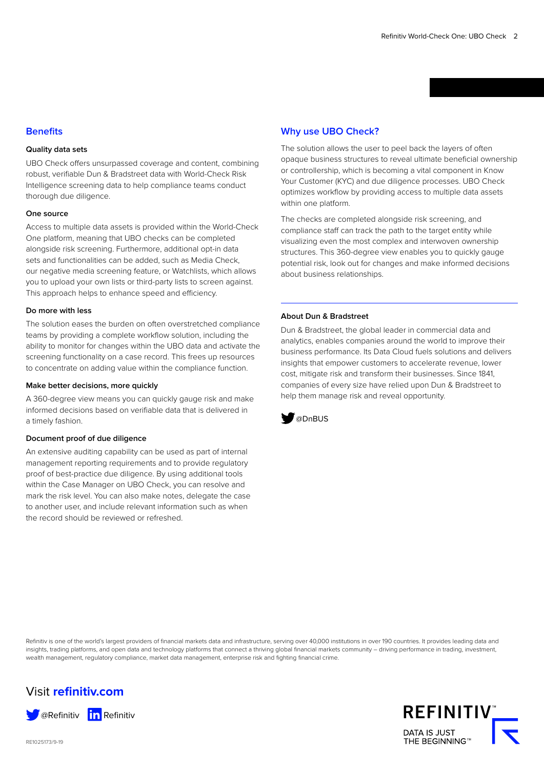## Benefits

### Quality data sets

UBO Check offers unsurpassed coverage and content, combining robust, verifiable Dun & Bradstreet data with World-Check Risk Intelligence screening data to help compliance teams conduct thorough due diligence.

### One source

Access to multiple data assets is provided within the World-Check One platform, meaning that UBO checks can be completed alongside risk screening. Furthermore, additional opt-in data sets and functionalities can be added, such as Media Check, our negative media screening feature, or Watchlists, which allows you to upload your own lists or third-party lists to screen against. This approach helps to enhance speed and efficiency.

### Do more with less

The solution eases the burden on often overstretched compliance teams by providing a complete workflow solution, including the ability to monitor for changes within the UBO data and activate the screening functionality on a case record. This frees up resources to concentrate on adding value within the compliance function.

### Make better decisions, more quickly

A 360-degree view means you can quickly gauge risk and make informed decisions based on verifiable data that is delivered in a timely fashion.

### Document proof of due diligence

An extensive auditing capability can be used as part of internal management reporting requirements and to provide regulatory proof of best-practice due diligence. By using additional tools within the Case Manager on UBO Check, you can resolve and mark the risk level. You can also make notes, delegate the case to another user, and include relevant information such as when the record should be reviewed or refreshed.

## Why use UBO Check?

The solution allows the user to peel back the layers of often opaque business structures to reveal ultimate beneficial ownership or controllership, which is becoming a vital component in Know Your Customer (KYC) and due diligence processes. UBO Check optimizes workflow by providing access to multiple data assets within one platform.

The checks are completed alongside risk screening, and compliance staff can track the path to the target entity while visualizing even the most complex and interwoven ownership structures. This 360-degree view enables you to quickly gauge potential risk, look out for changes and make informed decisions about business relationships.

### About Dun & Bradstreet

Dun & Bradstreet, the global leader in commercial data and analytics, enables companies around the world to improve their business performance. Its Data Cloud fuels solutions and delivers insights that empower customers to accelerate revenue, lower cost, mitigate risk and transform their businesses. Since 1841, companies of every size have relied upon Dun & Bradstreet to help them manage risk and reveal opportunity.

@DnBUS

Refinitiv is one of the world's largest providers of financial markets data and infrastructure, serving over 40,000 institutions in over 190 countries. It provides leading data and insights, trading platforms, and open data and technology platforms that connect a thriving global financial markets community – driving performance in trading, investment, wealth management, regulatory compliance, market data management, enterprise risk and fighting financial crime.

Visit **refinitiv.com**

@Refinitiv Refinitiv

REFINITIV™

DATA IS JUST THE BEGINNING™

RE1025173/9-19